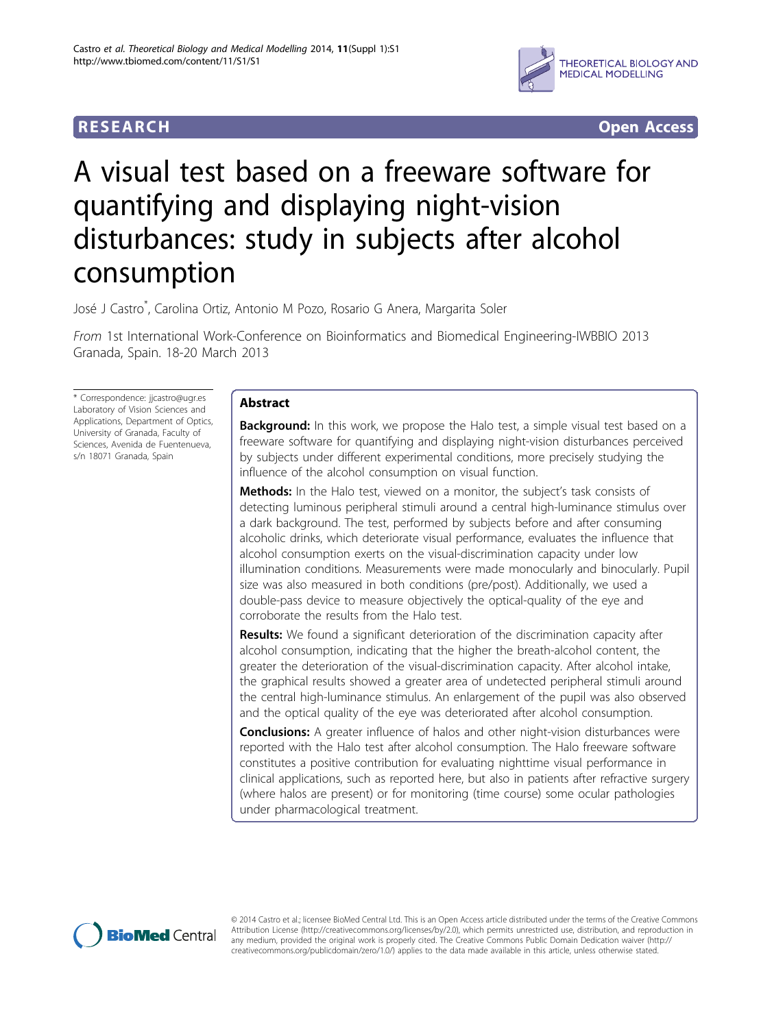RESEARCH Open Access

# A visual test based on a freeware software for quantifying and displaying night-vision disturbances: study in subjects after alcohol consumption

José J Castro*, Carolina Ortiz, Antonio M Pozo, Rosario G Anera, Margarita Soler

*From* 1st International Work-Conference on Bioinformatics and Biomedical Engineering-IWBBIO 2013 Granada, Spain. 18-20 March 2013

\* Correspondence: jjcastro@ugr.es
Laboratory of Vision Sciences and Applications, Department of Optics, University of Granada, Faculty of Sciences, Avenida de Fuentenueva, s/n 18071 Granada, Spain

## Abstract

**Background:** In this work, we propose the Halo test, a simple visual test based on a freeware software for quantifying and displaying night-vision disturbances perceived by subjects under different experimental conditions, more precisely studying the influence of the alcohol consumption on visual function.

**Methods:** In the Halo test, viewed on a monitor, the subject's task consists of detecting luminous peripheral stimuli around a central high-luminance stimulus over a dark background. The test, performed by subjects before and after consuming alcoholic drinks, which deteriorate visual performance, evaluates the influence that alcohol consumption exerts on the visual-discrimination capacity under low illumination conditions. Measurements were made monocularly and binocularly. Pupil size was also measured in both conditions (pre/post). Additionally, we used a double-pass device to measure objectively the optical-quality of the eye and corroborate the results from the Halo test.

**Results:** We found a significant deterioration of the discrimination capacity after alcohol consumption, indicating that the higher the breath-alcohol content, the greater the deterioration of the visual-discrimination capacity. After alcohol intake, the graphical results showed a greater area of undetected peripheral stimuli around the central high-luminance stimulus. An enlargement of the pupil was also observed and the optical quality of the eye was deteriorated after alcohol consumption.

**Conclusions:** A greater influence of halos and other night-vision disturbances were reported with the Halo test after alcohol consumption. The Halo freeware software constitutes a positive contribution for evaluating nighttime visual performance in clinical applications, such as reported here, but also in patients after refractive surgery (where halos are present) or for monitoring (time course) some ocular pathologies under pharmacological treatment.

© 2014 Castro et al.; licensee BioMed Central Ltd. This is an Open Access article distributed under the terms of the Creative Commons Attribution License (http://creativecommons.org/licenses/by/2.0), which permits unrestricted use, distribution, and reproduction in any medium, provided the original work is properly cited. The Creative Commons Public Domain Dedication waiver (http://creativecommons.org/publicdomain/zero/1.0/) applies to the data made available in this article, unless otherwise stated.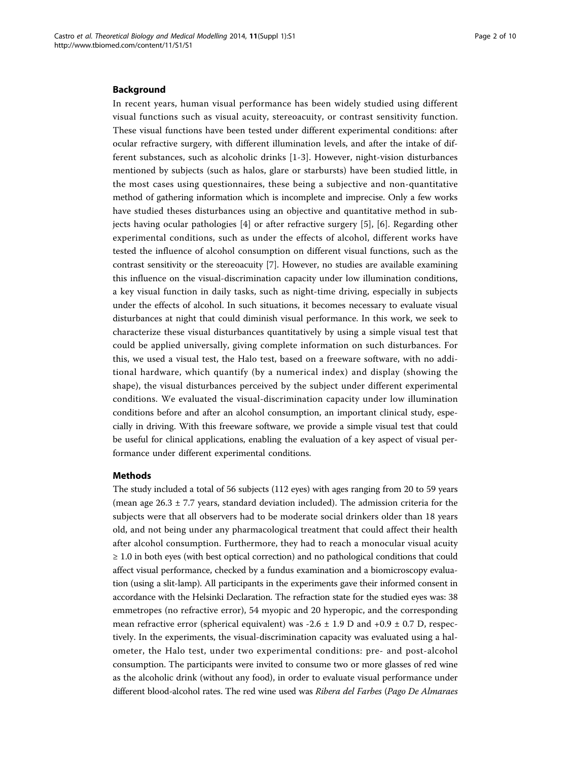## Background

In recent years, human visual performance has been widely studied using different visual functions such as visual acuity, stereoacuity, or contrast sensitivity function. These visual functions have been tested under different experimental conditions: after ocular refractive surgery, with different illumination levels, and after the intake of different substances, such as alcoholic drinks [1-3]. However, night-vision disturbances mentioned by subjects (such as halos, glare or starbursts) have been studied little, in the most cases using questionnaires, these being a subjective and non-quantitative method of gathering information which is incomplete and imprecise. Only a few works have studied theses disturbances using an objective and quantitative method in subjects having ocular pathologies [4] or after refractive surgery [5], [6]. Regarding other experimental conditions, such as under the effects of alcohol, different works have tested the influence of alcohol consumption on different visual functions, such as the contrast sensitivity or the stereoacuity [7]. However, no studies are available examining this influence on the visual-discrimination capacity under low illumination conditions, a key visual function in daily tasks, such as night-time driving, especially in subjects under the effects of alcohol. In such situations, it becomes necessary to evaluate visual disturbances at night that could diminish visual performance. In this work, we seek to characterize these visual disturbances quantitatively by using a simple visual test that could be applied universally, giving complete information on such disturbances. For this, we used a visual test, the Halo test, based on a freeware software, with no additional hardware, which quantify (by a numerical index) and display (showing the shape), the visual disturbances perceived by the subject under different experimental conditions. We evaluated the visual-discrimination capacity under low illumination conditions before and after an alcohol consumption, an important clinical study, especially in driving. With this freeware software, we provide a simple visual test that could be useful for clinical applications, enabling the evaluation of a key aspect of visual performance under different experimental conditions.

## Methods

The study included a total of 56 subjects (112 eyes) with ages ranging from 20 to 59 years (mean age 26.3 ± 7.7 years, standard deviation included). The admission criteria for the subjects were that all observers had to be moderate social drinkers older than 18 years old, and not being under any pharmacological treatment that could affect their health after alcohol consumption. Furthermore, they had to reach a monocular visual acuity ≥ 1.0 in both eyes (with best optical correction) and no pathological conditions that could affect visual performance, checked by a fundus examination and a biomicroscopy evaluation (using a slit-lamp). All participants in the experiments gave their informed consent in accordance with the Helsinki Declaration. The refraction state for the studied eyes was: 38 emmetropes (no refractive error), 54 myopic and 20 hyperopic, and the corresponding mean refractive error (spherical equivalent) was -2.6 ± 1.9 D and +0.9 ± 0.7 D, respectively. In the experiments, the visual-discrimination capacity was evaluated using a halometer, the Halo test, under two experimental conditions: pre- and post-alcohol consumption. The participants were invited to consume two or more glasses of red wine as the alcoholic drink (without any food), in order to evaluate visual performance under different blood-alcohol rates. The red wine used was *Ribera del Farbes* (*Pago De Almaraes*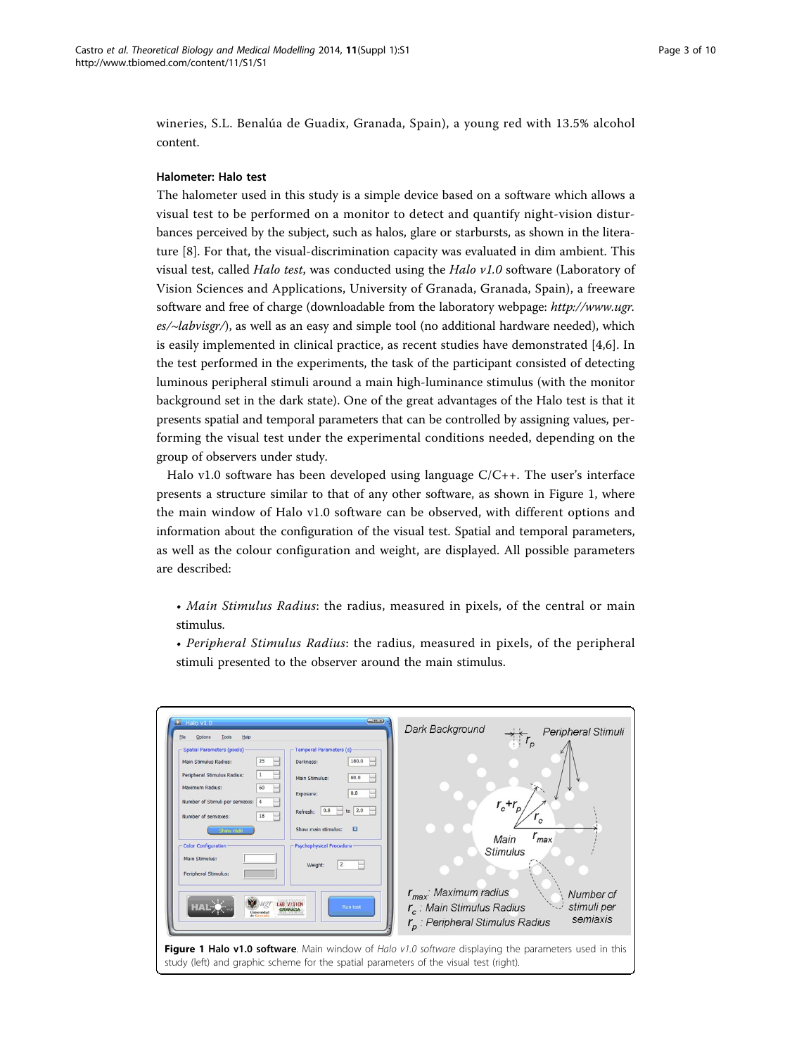wineries, S.L. Benalúa de Guadix, Granada, Spain), a young red with 13.5% alcohol content.

### Halometer: Halo test

The halometer used in this study is a simple device based on a software which allows a visual test to be performed on a monitor to detect and quantify night-vision disturbances perceived by the subject, such as halos, glare or starbursts, as shown in the literature [8]. For that, the visual-discrimination capacity was evaluated in dim ambient. This visual test, called *Halo test*, was conducted using the *Halo v1.0* software (Laboratory of Vision Sciences and Applications, University of Granada, Granada, Spain), a freeware software and free of charge (downloadable from the laboratory webpage: *http://www.ugr.es/~labvisgr/*), as well as an easy and simple tool (no additional hardware needed), which is easily implemented in clinical practice, as recent studies have demonstrated [4,6]. In the test performed in the experiments, the task of the participant consisted of detecting luminous peripheral stimuli around a main high-luminance stimulus (with the monitor background set in the dark state). One of the great advantages of the Halo test is that it presents spatial and temporal parameters that can be controlled by assigning values, performing the visual test under the experimental conditions needed, depending on the group of observers under study.

Halo v1.0 software has been developed using language C/C++. The user's interface presents a structure similar to that of any other software, as shown in Figure 1, where the main window of Halo v1.0 software can be observed, with different options and information about the configuration of the visual test. Spatial and temporal parameters, as well as the colour configuration and weight, are displayed. All possible parameters are described:

- *Main Stimulus Radius*: the radius, measured in pixels, of the central or main stimulus.
- *Peripheral Stimulus Radius*: the radius, measured in pixels, of the peripheral stimuli presented to the observer around the main stimulus.

**Figure 1 Halo v1.0 software**. Main window of *Halo v1.0 software* displaying the parameters used in this study (left) and graphic scheme for the spatial parameters of the visual test (right).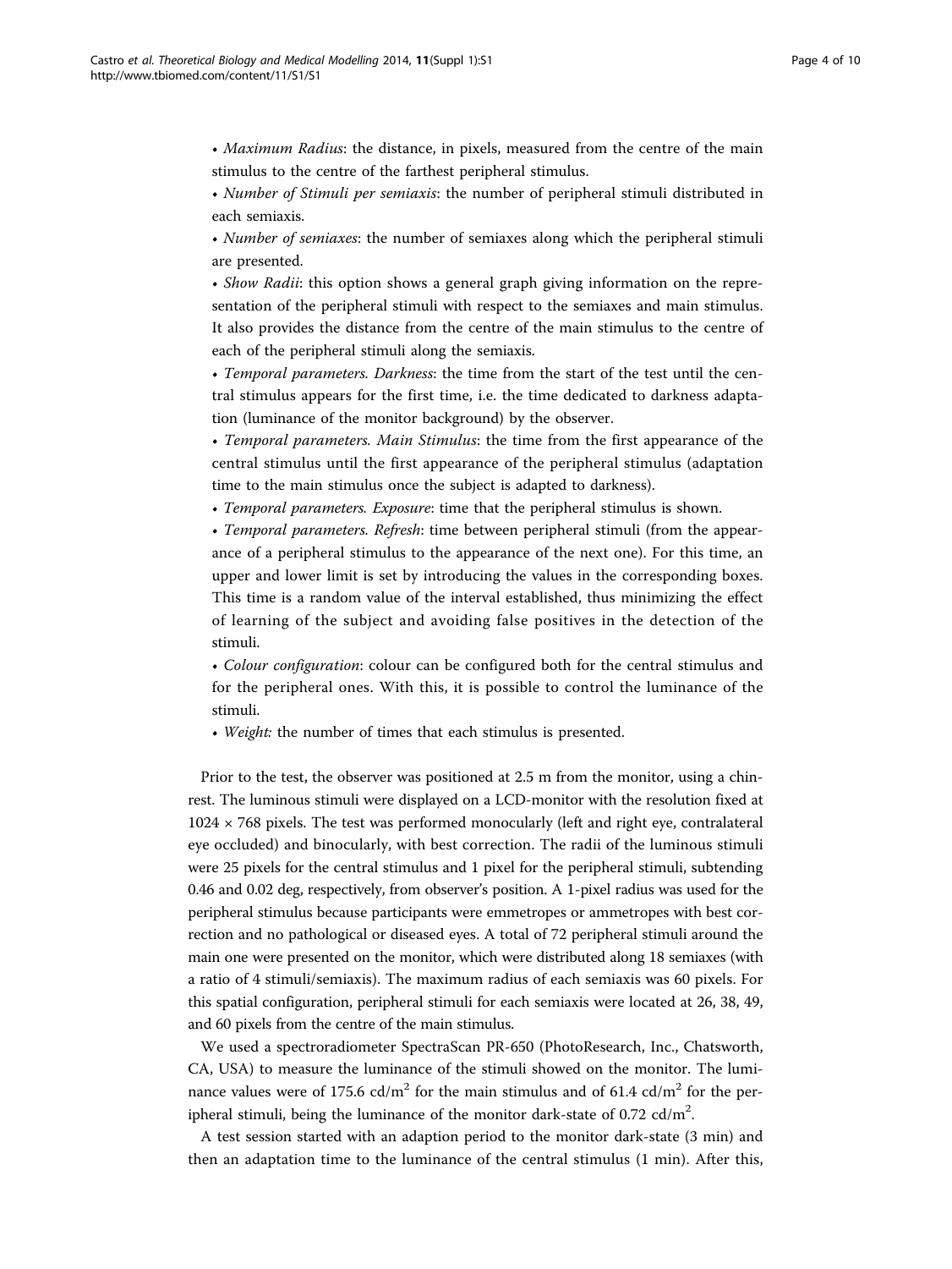- *Maximum Radius*: the distance, in pixels, measured from the centre of the main stimulus to the centre of the farthest peripheral stimulus.
- *Number of Stimuli per semiaxis*: the number of peripheral stimuli distributed in each semiaxis.
- *Number of semiaxes*: the number of semiaxes along which the peripheral stimuli are presented.
- *Show Radii*: this option shows a general graph giving information on the representation of the peripheral stimuli with respect to the semiaxes and main stimulus. It also provides the distance from the centre of the main stimulus to the centre of each of the peripheral stimuli along the semiaxis.
- *Temporal parameters. Darkness*: the time from the start of the test until the central stimulus appears for the first time, i.e. the time dedicated to darkness adaptation (luminance of the monitor background) by the observer.
- *Temporal parameters. Main Stimulus*: the time from the first appearance of the central stimulus until the first appearance of the peripheral stimulus (adaptation time to the main stimulus once the subject is adapted to darkness).
- *Temporal parameters. Exposure*: time that the peripheral stimulus is shown.
- *Temporal parameters. Refresh*: time between peripheral stimuli (from the appearance of a peripheral stimulus to the appearance of the next one). For this time, an upper and lower limit is set by introducing the values in the corresponding boxes. This time is a random value of the interval established, thus minimizing the effect of learning of the subject and avoiding false positives in the detection of the stimuli.
- *Colour configuration*: colour can be configured both for the central stimulus and for the peripheral ones. With this, it is possible to control the luminance of the stimuli.
- *Weight:* the number of times that each stimulus is presented.

Prior to the test, the observer was positioned at 2.5 m from the monitor, using a chinrest. The luminous stimuli were displayed on a LCD-monitor with the resolution fixed at 1024 × 768 pixels. The test was performed monocularly (left and right eye, contralateral eye occluded) and binocularly, with best correction. The radii of the luminous stimuli were 25 pixels for the central stimulus and 1 pixel for the peripheral stimuli, subtending 0.46 and 0.02 deg, respectively, from observer's position. A 1-pixel radius was used for the peripheral stimulus because participants were emmetropes or ammetropes with best correction and no pathological or diseased eyes. A total of 72 peripheral stimuli around the main one were presented on the monitor, which were distributed along 18 semiaxes (with a ratio of 4 stimuli/semiaxis). The maximum radius of each semiaxis was 60 pixels. For this spatial configuration, peripheral stimuli for each semiaxis were located at 26, 38, 49, and 60 pixels from the centre of the main stimulus.

We used a spectroradiometer SpectraScan PR-650 (PhotoResearch, Inc., Chatsworth, CA, USA) to measure the luminance of the stimuli showed on the monitor. The luminance values were of 175.6 $cd/m^2$ for the main stimulus and of 61.4 $cd/m^2$ for the peripheral stimuli, being the luminance of the monitor dark-state of 0.72 $cd/m^2$.

A test session started with an adaption period to the monitor dark-state (3 min) and then an adaptation time to the luminance of the central stimulus (1 min). After this,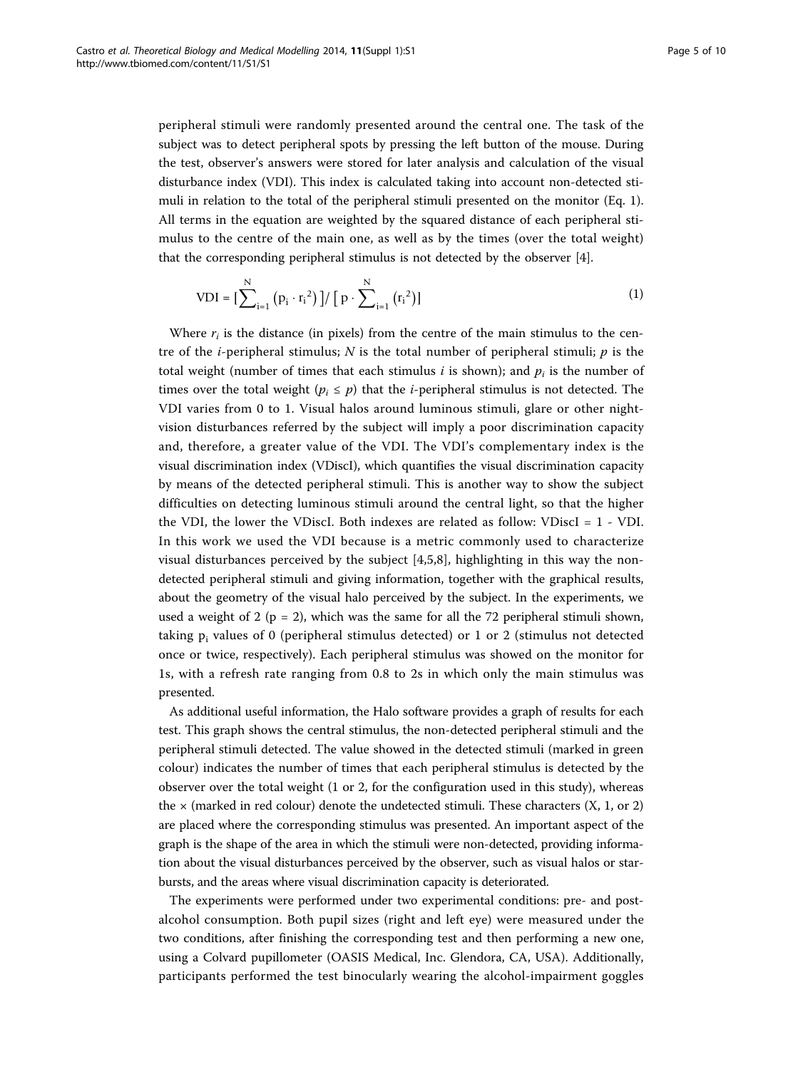peripheral stimuli were randomly presented around the central one. The task of the subject was to detect peripheral spots by pressing the left button of the mouse. During the test, observer's answers were stored for later analysis and calculation of the visual disturbance index (VDI). This index is calculated taking into account non-detected stimuli in relation to the total of the peripheral stimuli presented on the monitor (Eq. 1). All terms in the equation are weighted by the squared distance of each peripheral stimulus to the centre of the main one, as well as by the times (over the total weight) that the corresponding peripheral stimulus is not detected by the observer [4].

$$\mathrm{VDI} = \left[\sum_{i=1}^{N} \left(p_i \cdot r_i^2\right)\right] / \left[p \cdot \sum_{i=1}^{N} \left(r_i^2\right)\right] \tag{1}$$

Where $r_i$ is the distance (in pixels) from the centre of the main stimulus to the centre of the $i$-peripheral stimulus; $N$ is the total number of peripheral stimuli; $p$ is the total weight (number of times that each stimulus $i$ is shown); and $p_i$ is the number of times over the total weight ($p_i \leq p$) that the $i$-peripheral stimulus is not detected. The VDI varies from 0 to 1. Visual halos around luminous stimuli, glare or other night-vision disturbances referred by the subject will imply a poor discrimination capacity and, therefore, a greater value of the VDI. The VDI's complementary index is the visual discrimination index (VDiscI), which quantifies the visual discrimination capacity by means of the detected peripheral stimuli. This is another way to show the subject difficulties on detecting luminous stimuli around the central light, so that the higher the VDI, the lower the VDiscI. Both indexes are related as follow: VDiscI = 1 - VDI. In this work we used the VDI because is a metric commonly used to characterize visual disturbances perceived by the subject [4,5,8], highlighting in this way the non-detected peripheral stimuli and giving information, together with the graphical results, about the geometry of the visual halo perceived by the subject. In the experiments, we used a weight of 2 ($p = 2$), which was the same for all the 72 peripheral stimuli shown, taking $p_i$ values of 0 (peripheral stimulus detected) or 1 or 2 (stimulus not detected once or twice, respectively). Each peripheral stimulus was showed on the monitor for 1s, with a refresh rate ranging from 0.8 to 2s in which only the main stimulus was presented.

As additional useful information, the Halo software provides a graph of results for each test. This graph shows the central stimulus, the non-detected peripheral stimuli and the peripheral stimuli detected. The value showed in the detected stimuli (marked in green colour) indicates the number of times that each peripheral stimulus is detected by the observer over the total weight (1 or 2, for the configuration used in this study), whereas the × (marked in red colour) denote the undetected stimuli. These characters (X, 1, or 2) are placed where the corresponding stimulus was presented. An important aspect of the graph is the shape of the area in which the stimuli were non-detected, providing information about the visual disturbances perceived by the observer, such as visual halos or starbursts, and the areas where visual discrimination capacity is deteriorated.

The experiments were performed under two experimental conditions: pre- and post-alcohol consumption. Both pupil sizes (right and left eye) were measured under the two conditions, after finishing the corresponding test and then performing a new one, using a Colvard pupillometer (OASIS Medical, Inc. Glendora, CA, USA). Additionally, participants performed the test binocularly wearing the alcohol-impairment goggles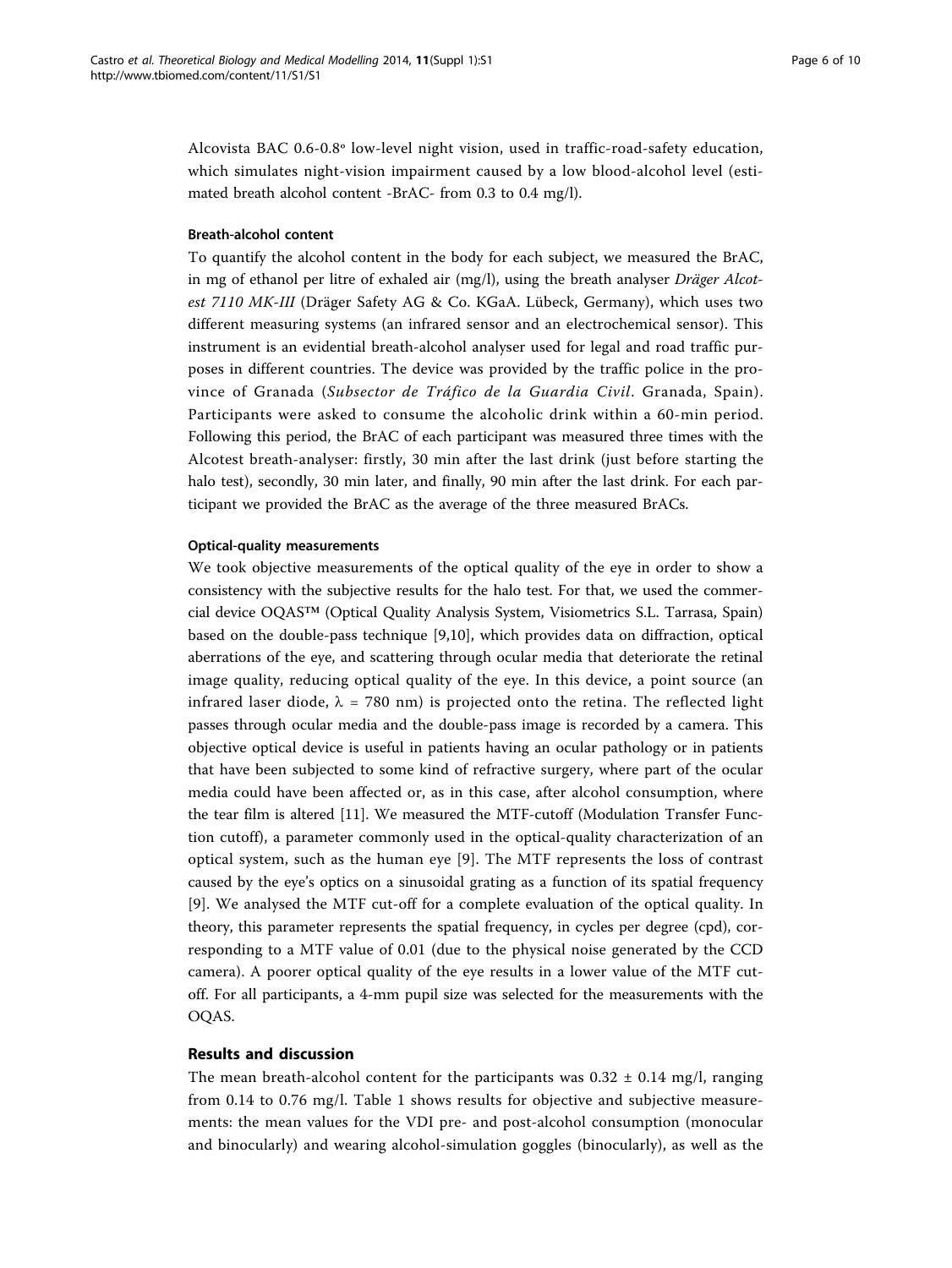Alcovista BAC 0.6-0.8º low-level night vision, used in traffic-road-safety education, which simulates night-vision impairment caused by a low blood-alcohol level (estimated breath alcohol content -BrAC- from 0.3 to 0.4 mg/l).

#### Breath-alcohol content

To quantify the alcohol content in the body for each subject, we measured the BrAC, in mg of ethanol per litre of exhaled air (mg/l), using the breath analyser *Dräger Alcotest 7110 MK-III* (Dräger Safety AG & Co. KGaA. Lübeck, Germany), which uses two different measuring systems (an infrared sensor and an electrochemical sensor). This instrument is an evidential breath-alcohol analyser used for legal and road traffic purposes in different countries. The device was provided by the traffic police in the province of Granada (*Subsector de Tráfico de la Guardia Civil*. Granada, Spain). Participants were asked to consume the alcoholic drink within a 60-min period. Following this period, the BrAC of each participant was measured three times with the Alcotest breath-analyser: firstly, 30 min after the last drink (just before starting the halo test), secondly, 30 min later, and finally, 90 min after the last drink. For each participant we provided the BrAC as the average of the three measured BrACs.

#### Optical-quality measurements

We took objective measurements of the optical quality of the eye in order to show a consistency with the subjective results for the halo test. For that, we used the commercial device OQAS™ (Optical Quality Analysis System, Visiometrics S.L. Tarrasa, Spain) based on the double-pass technique [9,10], which provides data on diffraction, optical aberrations of the eye, and scattering through ocular media that deteriorate the retinal image quality, reducing optical quality of the eye. In this device, a point source (an infrared laser diode, $\lambda$ = 780 nm) is projected onto the retina. The reflected light passes through ocular media and the double-pass image is recorded by a camera. This objective optical device is useful in patients having an ocular pathology or in patients that have been subjected to some kind of refractive surgery, where part of the ocular media could have been affected or, as in this case, after alcohol consumption, where the tear film is altered [11]. We measured the MTF-cutoff (Modulation Transfer Function cutoff), a parameter commonly used in the optical-quality characterization of an optical system, such as the human eye [9]. The MTF represents the loss of contrast caused by the eye's optics on a sinusoidal grating as a function of its spatial frequency [9]. We analysed the MTF cut-off for a complete evaluation of the optical quality. In theory, this parameter represents the spatial frequency, in cycles per degree (cpd), corresponding to a MTF value of 0.01 (due to the physical noise generated by the CCD camera). A poorer optical quality of the eye results in a lower value of the MTF cut-off. For all participants, a 4-mm pupil size was selected for the measurements with the OQAS.

### Results and discussion

The mean breath-alcohol content for the participants was 0.32 ± 0.14 mg/l, ranging from 0.14 to 0.76 mg/l. Table 1 shows results for objective and subjective measurements: the mean values for the VDI pre- and post-alcohol consumption (monocular and binocularly) and wearing alcohol-simulation goggles (binocularly), as well as the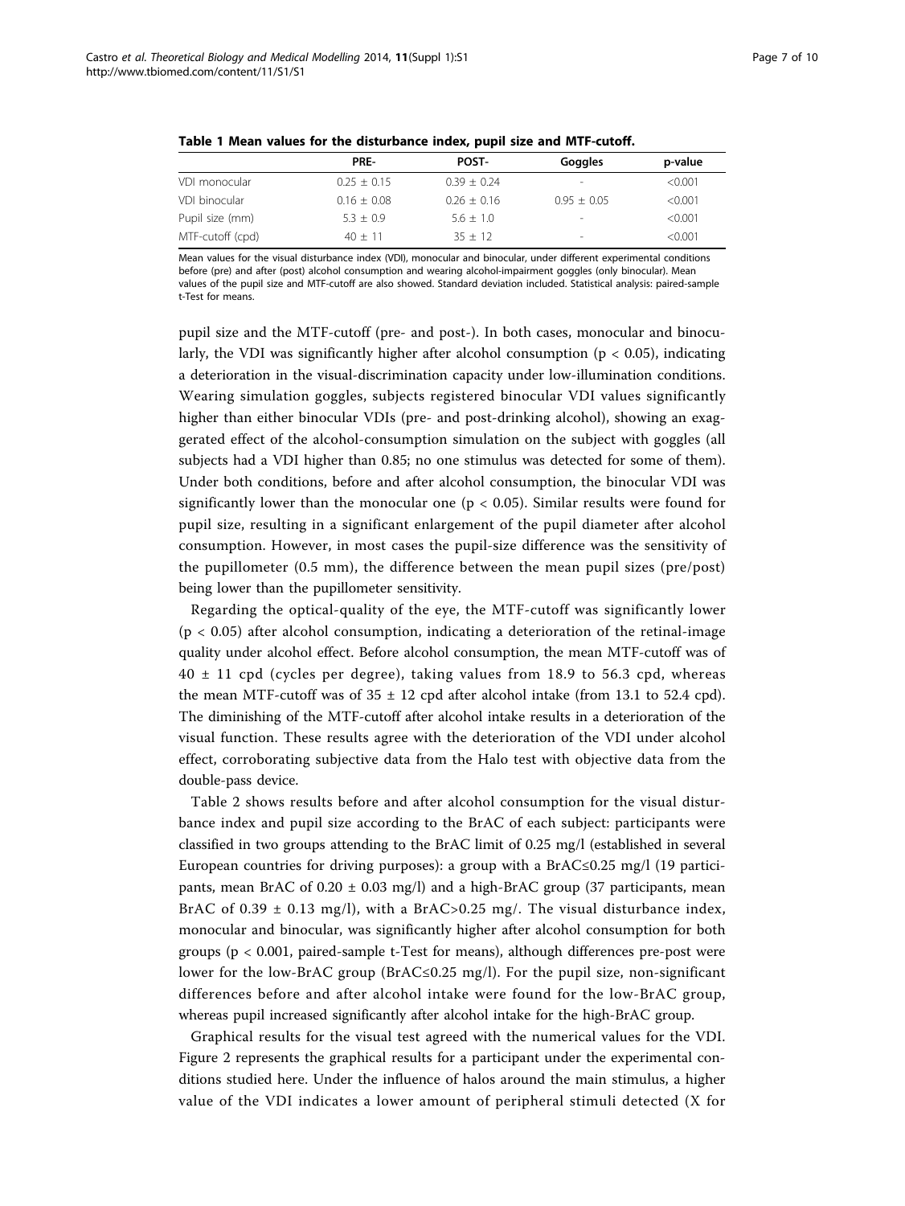**Table 1 Mean values for the disturbance index, pupil size and MTF-cutoff.**

| | PRE- | POST- | Goggles | p-value |
|---|---|---|---|---|
| VDI monocular | 0.25 ± 0.15 | 0.39 ± 0.24 | - | <0.001 |
| VDI binocular | 0.16 ± 0.08 | 0.26 ± 0.16 | 0.95 ± 0.05 | <0.001 |
| Pupil size (mm) | 5.3 ± 0.9 | 5.6 ± 1.0 | - | <0.001 |
| MTF-cutoff (cpd) | 40 ± 11 | 35 ± 12 | - | <0.001 |

Mean values for the visual disturbance index (VDI), monocular and binocular, under different experimental conditions before (pre) and after (post) alcohol consumption and wearing alcohol-impairment goggles (only binocular). Mean values of the pupil size and MTF-cutoff are also showed. Standard deviation included. Statistical analysis: paired-sample t-Test for means.

pupil size and the MTF-cutoff (pre- and post-). In both cases, monocular and binocularly, the VDI was significantly higher after alcohol consumption ($p < 0.05$), indicating a deterioration in the visual-discrimination capacity under low-illumination conditions. Wearing simulation goggles, subjects registered binocular VDI values significantly higher than either binocular VDIs (pre- and post-drinking alcohol), showing an exaggerated effect of the alcohol-consumption simulation on the subject with goggles (all subjects had a VDI higher than 0.85; no one stimulus was detected for some of them). Under both conditions, before and after alcohol consumption, the binocular VDI was significantly lower than the monocular one ($p < 0.05$). Similar results were found for pupil size, resulting in a significant enlargement of the pupil diameter after alcohol consumption. However, in most cases the pupil-size difference was the sensitivity of the pupillometer (0.5 mm), the difference between the mean pupil sizes (pre/post) being lower than the pupillometer sensitivity.

Regarding the optical-quality of the eye, the MTF-cutoff was significantly lower ($p < 0.05$) after alcohol consumption, indicating a deterioration of the retinal-image quality under alcohol effect. Before alcohol consumption, the mean MTF-cutoff was of 40 ± 11 cpd (cycles per degree), taking values from 18.9 to 56.3 cpd, whereas the mean MTF-cutoff was of 35 ± 12 cpd after alcohol intake (from 13.1 to 52.4 cpd). The diminishing of the MTF-cutoff after alcohol intake results in a deterioration of the visual function. These results agree with the deterioration of the VDI under alcohol effect, corroborating subjective data from the Halo test with objective data from the double-pass device.

Table 2 shows results before and after alcohol consumption for the visual disturbance index and pupil size according to the BrAC of each subject: participants were classified in two groups attending to the BrAC limit of 0.25 mg/l (established in several European countries for driving purposes): a group with a BrAC≤0.25 mg/l (19 participants, mean BrAC of 0.20 ± 0.03 mg/l) and a high-BrAC group (37 participants, mean BrAC of 0.39 ± 0.13 mg/l), with a BrAC>0.25 mg/. The visual disturbance index, monocular and binocular, was significantly higher after alcohol consumption for both groups ($p < 0.001$, paired-sample t-Test for means), although differences pre-post were lower for the low-BrAC group (BrAC≤0.25 mg/l). For the pupil size, non-significant differences before and after alcohol intake were found for the low-BrAC group, whereas pupil increased significantly after alcohol intake for the high-BrAC group.

Graphical results for the visual test agreed with the numerical values for the VDI. Figure 2 represents the graphical results for a participant under the experimental conditions studied here. Under the influence of halos around the main stimulus, a higher value of the VDI indicates a lower amount of peripheral stimuli detected (X for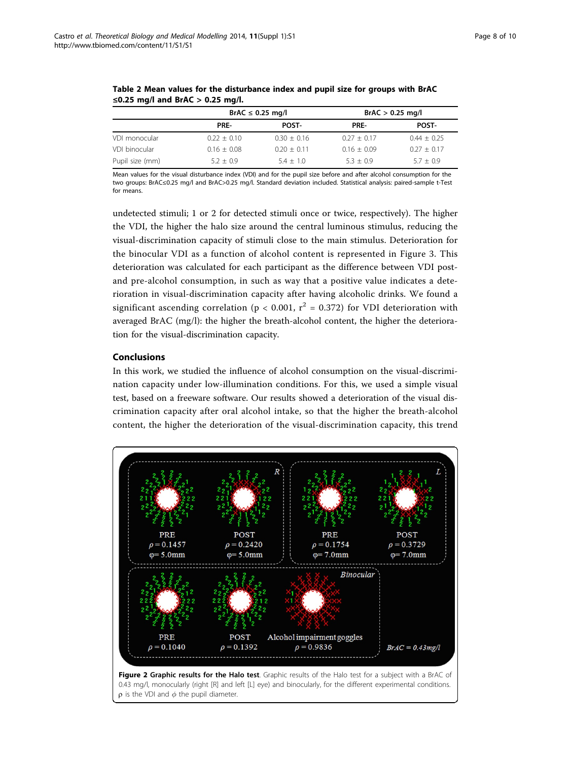**Table 2 Mean values for the disturbance index and pupil size for groups with BrAC ≤0.25 mg/l and BrAC > 0.25 mg/l.**

| | BrAC ≤ 0.25 mg/l | | BrAC > 0.25 mg/l | |
|---|---|---|---|---|
| | PRE- | POST- | PRE- | POST- |
| VDI monocular | 0.22 ± 0.10 | 0.30 ± 0.16 | 0.27 ± 0.17 | 0.44 ± 0.25 |
| VDI binocular | 0.16 ± 0.08 | 0.20 ± 0.11 | 0.16 ± 0.09 | 0.27 ± 0.17 |
| Pupil size (mm) | 5.2 ± 0.9 | 5.4 ± 1.0 | 5.3 ± 0.9 | 5.7 ± 0.9 |

Mean values for the visual disturbance index (VDI) and for the pupil size before and after alcohol consumption for the two groups: BrAC≤0.25 mg/l and BrAC>0.25 mg/l. Standard deviation included. Statistical analysis: paired-sample t-Test for means.

undetected stimuli; 1 or 2 for detected stimuli once or twice, respectively). The higher the VDI, the higher the halo size around the central luminous stimulus, reducing the visual-discrimination capacity of stimuli close to the main stimulus. Deterioration for the binocular VDI as a function of alcohol content is represented in Figure 3. This deterioration was calculated for each participant as the difference between VDI post- and pre-alcohol consumption, in such as way that a positive value indicates a deterioration in visual-discrimination capacity after having alcoholic drinks. We found a significant ascending correlation ($p < 0.001$, $r^2 = 0.372$) for VDI deterioration with averaged BrAC (mg/l): the higher the breath-alcohol content, the higher the deterioration for the visual-discrimination capacity.

## Conclusions

In this work, we studied the influence of alcohol consumption on the visual-discrimination capacity under low-illumination conditions. For this, we used a simple visual test, based on a freeware software. Our results showed a deterioration of the visual discrimination capacity after oral alcohol intake, so that the higher the breath-alcohol content, the higher the deterioration of the visual-discrimination capacity, this trend

**Figure 2 Graphic results for the Halo test**. Graphic results of the Halo test for a subject with a BrAC of 0.43 mg/l, monocularly (right [R] and left [L] eye) and binocularly, for the different experimental conditions. ρ is the VDI and $\phi$ the pupil diameter.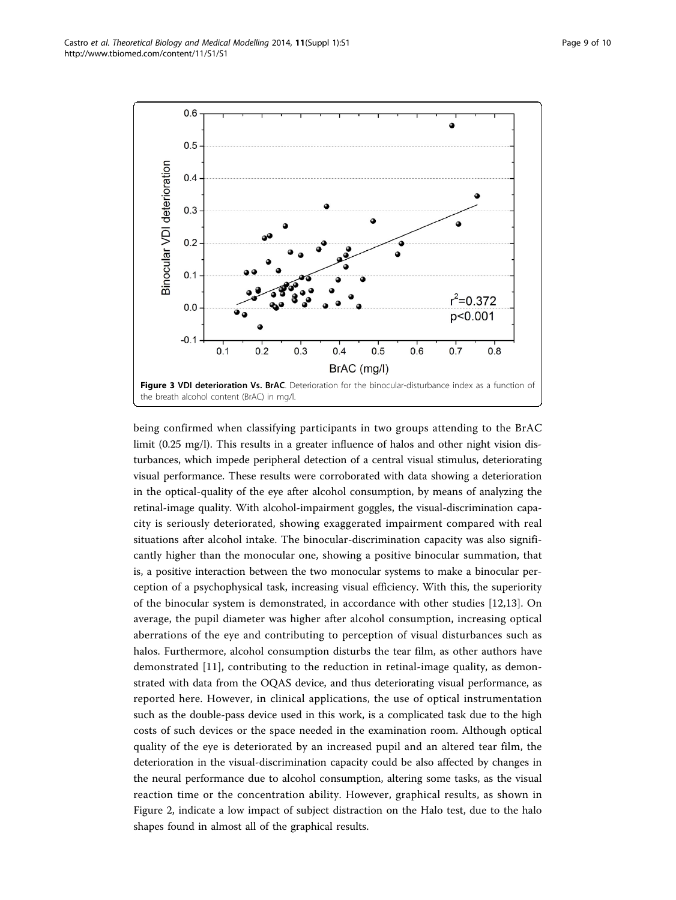**Figure 3 VDI deterioration Vs. BrAC**. Deterioration for the binocular-disturbance index as a function of the breath alcohol content (BrAC) in mg/l.

being confirmed when classifying participants in two groups attending to the BrAC limit (0.25 mg/l). This results in a greater influence of halos and other night vision disturbances, which impede peripheral detection of a central visual stimulus, deteriorating visual performance. These results were corroborated with data showing a deterioration in the optical-quality of the eye after alcohol consumption, by means of analyzing the retinal-image quality. With alcohol-impairment goggles, the visual-discrimination capacity is seriously deteriorated, showing exaggerated impairment compared with real situations after alcohol intake. The binocular-discrimination capacity was also significantly higher than the monocular one, showing a positive binocular summation, that is, a positive interaction between the two monocular systems to make a binocular perception of a psychophysical task, increasing visual efficiency. With this, the superiority of the binocular system is demonstrated, in accordance with other studies [12,13]. On average, the pupil diameter was higher after alcohol consumption, increasing optical aberrations of the eye and contributing to perception of visual disturbances such as halos. Furthermore, alcohol consumption disturbs the tear film, as other authors have demonstrated [11], contributing to the reduction in retinal-image quality, as demonstrated with data from the OQAS device, and thus deteriorating visual performance, as reported here. However, in clinical applications, the use of optical instrumentation such as the double-pass device used in this work, is a complicated task due to the high costs of such devices or the space needed in the examination room. Although optical quality of the eye is deteriorated by an increased pupil and an altered tear film, the deterioration in the visual-discrimination capacity could be also affected by changes in the neural performance due to alcohol consumption, altering some tasks, as the visual reaction time or the concentration ability. However, graphical results, as shown in Figure 2, indicate a low impact of subject distraction on the Halo test, due to the halo shapes found in almost all of the graphical results.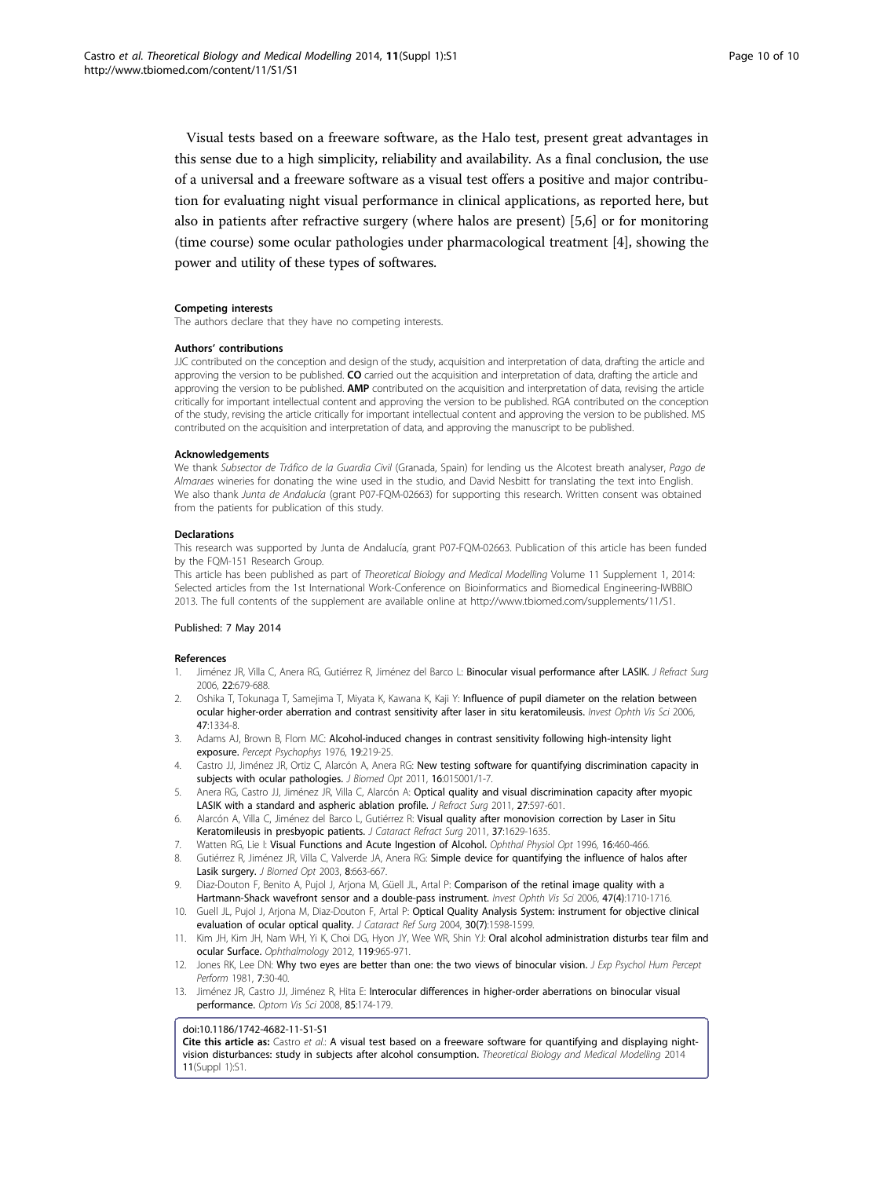Visual tests based on a freeware software, as the Halo test, present great advantages in this sense due to a high simplicity, reliability and availability. As a final conclusion, the use of a universal and a freeware software as a visual test offers a positive and major contribution for evaluating night visual performance in clinical applications, as reported here, but also in patients after refractive surgery (where halos are present) [5,6] or for monitoring (time course) some ocular pathologies under pharmacological treatment [4], showing the power and utility of these types of softwares.

#### Competing interests

The authors declare that they have no competing interests.

#### Authors' contributions

JJC contributed on the conception and design of the study, acquisition and interpretation of data, drafting the article and approving the version to be published. **CO** carried out the acquisition and interpretation of data, drafting the article and approving the version to be published. **AMP** contributed on the acquisition and interpretation of data, revising the article critically for important intellectual content and approving the version to be published. RGA contributed on the conception of the study, revising the article critically for important intellectual content and approving the version to be published. MS contributed on the acquisition and interpretation of data, and approving the manuscript to be published.

#### Acknowledgements

We thank *Subsector de Tráfico de la Guardia Civil* (Granada, Spain) for lending us the Alcotest breath analyser, *Pago de Almaraes* wineries for donating the wine used in the studio, and David Nesbitt for translating the text into English. We also thank *Junta de Andalucía* (grant P07-FQM-02663) for supporting this research. Written consent was obtained from the patients for publication of this study.

#### Declarations

This research was supported by Junta de Andalucía, grant P07-FQM-02663. Publication of this article has been funded by the FQM-151 Research Group.

This article has been published as part of *Theoretical Biology and Medical Modelling* Volume 11 Supplement 1, 2014: Selected articles from the 1st International Work-Conference on Bioinformatics and Biomedical Engineering-IWBBIO 2013. The full contents of the supplement are available online at http://www.tbiomed.com/supplements/11/S1.

Published: 7 May 2014

#### References

1. Jiménez JR, Villa C, Anera RG, Gutiérrez R, Jiménez del Barco L: **Binocular visual performance after LASIK.** *J Refract Surg* 2006, **22**:679-688.
2. Oshika T, Tokunaga T, Samejima T, Miyata K, Kawana K, Kaji Y: **Influence of pupil diameter on the relation between ocular higher-order aberration and contrast sensitivity after laser in situ keratomileusis.** *Invest Ophth Vis Sci* 2006, **47**:1334-8.
3. Adams AJ, Brown B, Flom MC: **Alcohol-induced changes in contrast sensitivity following high-intensity light exposure.** *Percept Psychophys* 1976, **19**:219-25.
4. Castro JJ, Jiménez JR, Ortiz C, Alarcón A, Anera RG: **New testing software for quantifying discrimination capacity in subjects with ocular pathologies.** *J Biomed Opt* 2011, **16**:015001/1-7.
5. Anera RG, Castro JJ, Jiménez JR, Villa C, Alarcón A: **Optical quality and visual discrimination capacity after myopic LASIK with a standard and aspheric ablation profile.** *J Refract Surg* 2011, **27**:597-601.
6. Alarcón A, Villa C, Jiménez del Barco L, Gutiérrez R: **Visual quality after monovision correction by Laser in Situ Keratomileusis in presbyopic patients.** *J Cataract Refract Surg* 2011, **37**:1629-1635.
7. Watten RG, Lie I: **Visual Functions and Acute Ingestion of Alcohol.** *Ophthal Physiol Opt* 1996, **16**:460-466.
8. Gutiérrez R, Jiménez JR, Villa C, Valverde JA, Anera RG: **Simple device for quantifying the influence of halos after Lasik surgery.** *J Biomed Opt* 2003, **8**:663-667.
9. Diaz-Douton F, Benito A, Pujol J, Arjona M, Güell JL, Artal P: **Comparison of the retinal image quality with a Hartmann-Shack wavefront sensor and a double-pass instrument.** *Invest Ophth Vis Sci* 2006, **47(4)**:1710-1716.
10. Guell JL, Pujol J, Arjona M, Diaz-Douton F, Artal P: **Optical Quality Analysis System: instrument for objective clinical evaluation of ocular optical quality.** *J Cataract Ref Surg* 2004, **30(7)**:1598-1599.
11. Kim JH, Kim JH, Nam WH, Yi K, Choi DG, Hyon JY, Wee WR, Shin YJ: **Oral alcohol administration disturbs tear film and ocular Surface.** *Ophthalmology* 2012, **119**:965-971.
12. Jones RK, Lee DN: **Why two eyes are better than one: the two views of binocular vision.** *J Exp Psychol Hum Percept Perform* 1981, **7**:30-40.
13. Jiménez JR, Castro JJ, Jiménez R, Hita E: **Interocular differences in higher-order aberrations on binocular visual performance.** *Optom Vis Sci* 2008, **85**:174-179.

doi:10.1186/1742-4682-11-S1-S1

**Cite this article as:** Castro *et al.*: A visual test based on a freeware software for quantifying and displaying night-vision disturbances: study in subjects after alcohol consumption. *Theoretical Biology and Medical Modelling* 2014 **11**(Suppl 1):S1.